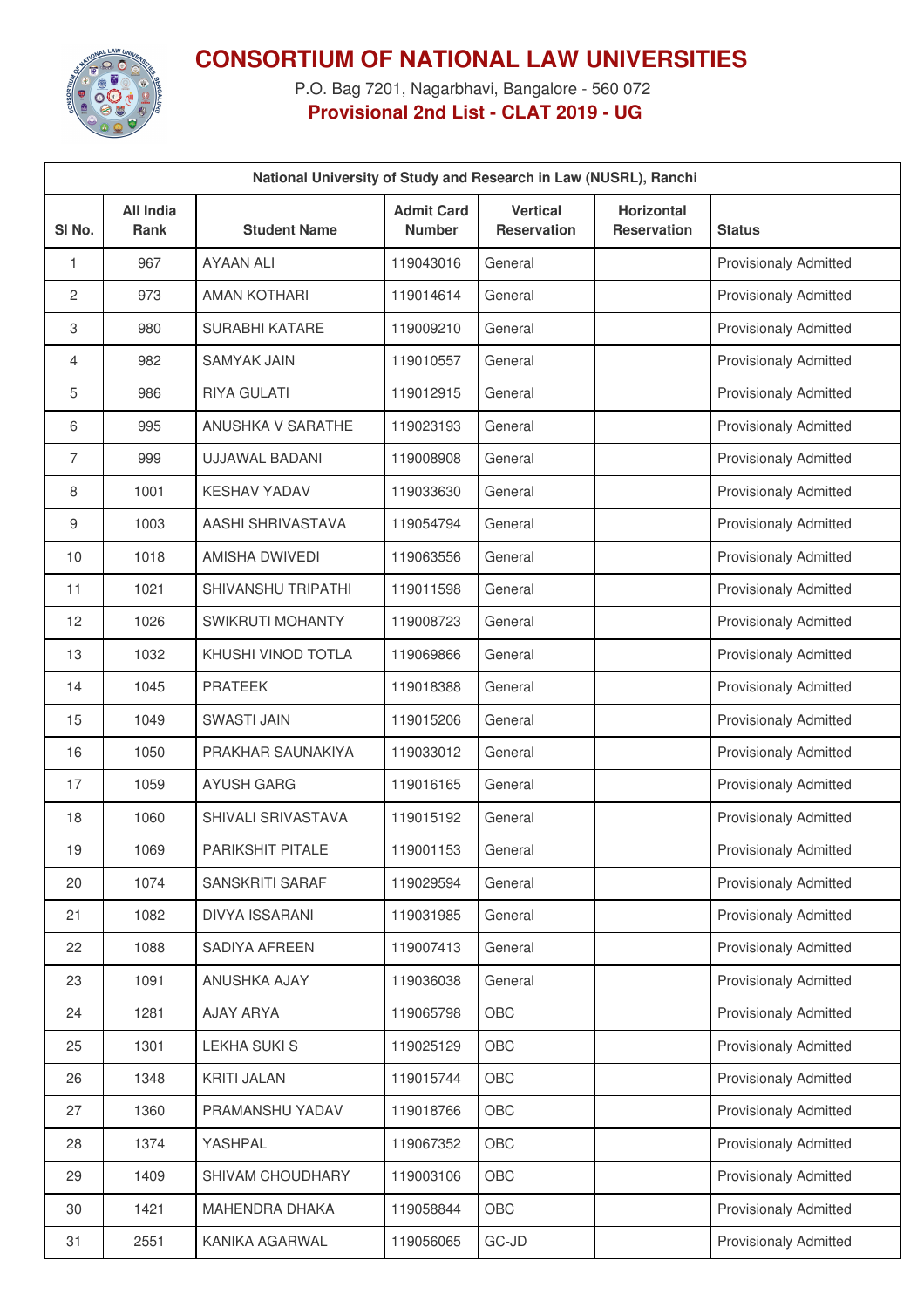# CONSORTIUM OF NATIONAL LAW UNIVERSITIES

P.O. Bag 7201, Nagarbhavi, Bangalore - 560 072

**Provisional 2nd List - CLAT 2019 - UG**

| National University of Study and Research in Law (NUSRL), Ranchi | | | | | | |
|---|---|---|---|---|---|---|
| Sl No. | All India Rank | Student Name | Admit Card Number | Vertical Reservation | Horizontal Reservation | Status |
| 1 | 967 | AYAAN ALI | 119043016 | General | | Provisionaly Admitted |
| 2 | 973 | AMAN KOTHARI | 119014614 | General | | Provisionaly Admitted |
| 3 | 980 | SURABHI KATARE | 119009210 | General | | Provisionaly Admitted |
| 4 | 982 | SAMYAK JAIN | 119010557 | General | | Provisionaly Admitted |
| 5 | 986 | RIYA GULATI | 119012915 | General | | Provisionaly Admitted |
| 6 | 995 | ANUSHKA V SARATHE | 119023193 | General | | Provisionaly Admitted |
| 7 | 999 | UJJAWAL BADANI | 119008908 | General | | Provisionaly Admitted |
| 8 | 1001 | KESHAV YADAV | 119033630 | General | | Provisionaly Admitted |
| 9 | 1003 | AASHI SHRIVASTAVA | 119054794 | General | | Provisionaly Admitted |
| 10 | 1018 | AMISHA DWIVEDI | 119063556 | General | | Provisionaly Admitted |
| 11 | 1021 | SHIVANSHU TRIPATHI | 119011598 | General | | Provisionaly Admitted |
| 12 | 1026 | SWIKRUTI MOHANTY | 119008723 | General | | Provisionaly Admitted |
| 13 | 1032 | KHUSHI VINOD TOTLA | 119069866 | General | | Provisionaly Admitted |
| 14 | 1045 | PRATEEK | 119018388 | General | | Provisionaly Admitted |
| 15 | 1049 | SWASTI JAIN | 119015206 | General | | Provisionaly Admitted |
| 16 | 1050 | PRAKHAR SAUNAKIYA | 119033012 | General | | Provisionaly Admitted |
| 17 | 1059 | AYUSH GARG | 119016165 | General | | Provisionaly Admitted |
| 18 | 1060 | SHIVALI SRIVASTAVA | 119015192 | General | | Provisionaly Admitted |
| 19 | 1069 | PARIKSHIT PITALE | 119001153 | General | | Provisionaly Admitted |
| 20 | 1074 | SANSKRITI SARAF | 119029594 | General | | Provisionaly Admitted |
| 21 | 1082 | DIVYA ISSARANI | 119031985 | General | | Provisionaly Admitted |
| 22 | 1088 | SADIYA AFREEN | 119007413 | General | | Provisionaly Admitted |
| 23 | 1091 | ANUSHKA AJAY | 119036038 | General | | Provisionaly Admitted |
| 24 | 1281 | AJAY ARYA | 119065798 | OBC | | Provisionaly Admitted |
| 25 | 1301 | LEKHA SUKI S | 119025129 | OBC | | Provisionaly Admitted |
| 26 | 1348 | KRITI JALAN | 119015744 | OBC | | Provisionaly Admitted |
| 27 | 1360 | PRAMANSHU YADAV | 119018766 | OBC | | Provisionaly Admitted |
| 28 | 1374 | YASHPAL | 119067352 | OBC | | Provisionaly Admitted |
| 29 | 1409 | SHIVAM CHOUDHARY | 119003106 | OBC | | Provisionaly Admitted |
| 30 | 1421 | MAHENDRA DHAKA | 119058844 | OBC | | Provisionaly Admitted |
| 31 | 2551 | KANIKA AGARWAL | 119056065 | GC-JD | | Provisionaly Admitted |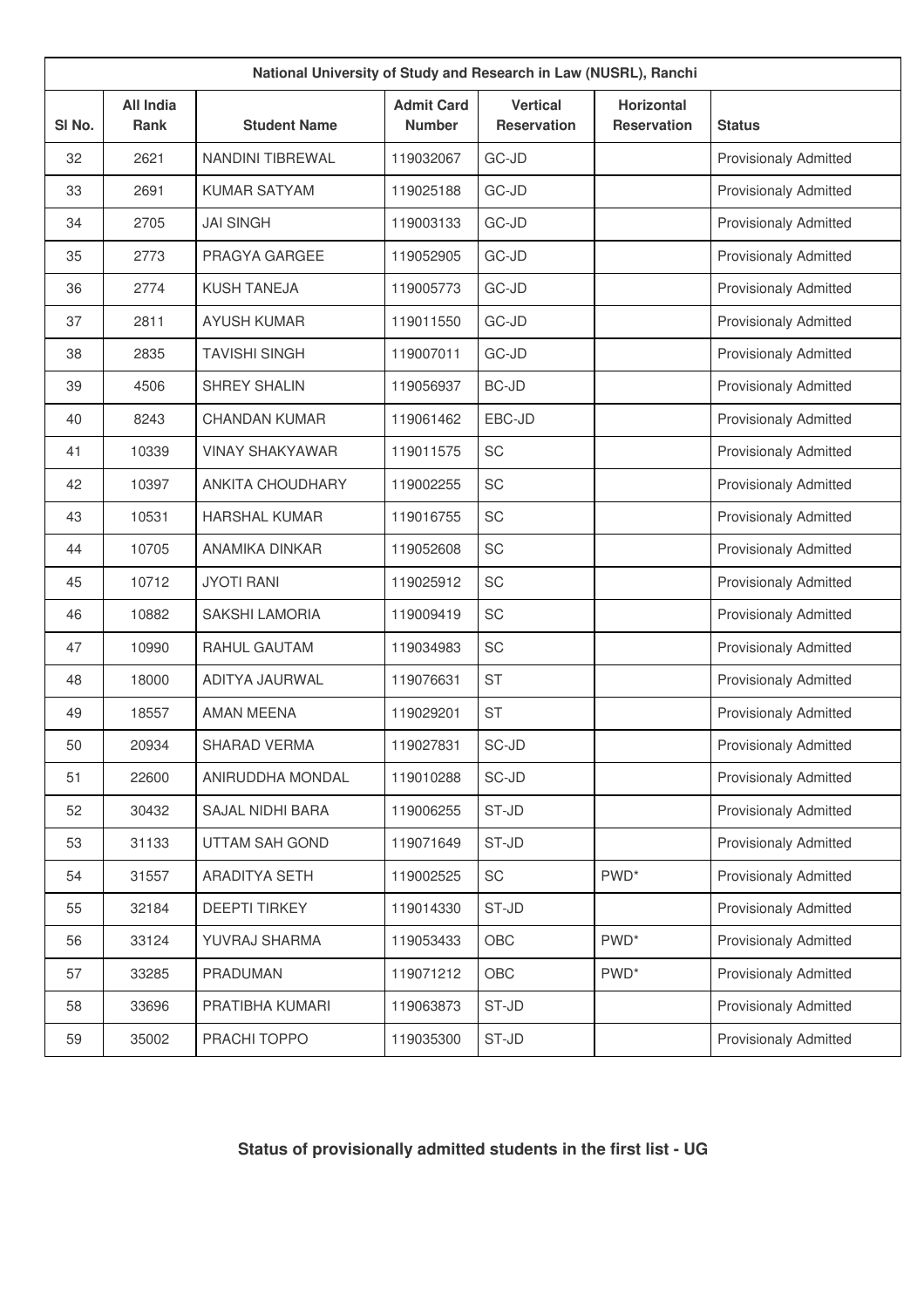| National University of Study and Research in Law (NUSRL), Ranchi | | | | | | |
|---|---|---|---|---|---|---|
| Sl No. | All India Rank | Student Name | Admit Card Number | Vertical Reservation | Horizontal Reservation | Status |
| 32 | 2621 | NANDINI TIBREWAL | 119032067 | GC-JD | | Provisionaly Admitted |
| 33 | 2691 | KUMAR SATYAM | 119025188 | GC-JD | | Provisionaly Admitted |
| 34 | 2705 | JAI SINGH | 119003133 | GC-JD | | Provisionaly Admitted |
| 35 | 2773 | PRAGYA GARGEE | 119052905 | GC-JD | | Provisionaly Admitted |
| 36 | 2774 | KUSH TANEJA | 119005773 | GC-JD | | Provisionaly Admitted |
| 37 | 2811 | AYUSH KUMAR | 119011550 | GC-JD | | Provisionaly Admitted |
| 38 | 2835 | TAVISHI SINGH | 119007011 | GC-JD | | Provisionaly Admitted |
| 39 | 4506 | SHREY SHALIN | 119056937 | BC-JD | | Provisionaly Admitted |
| 40 | 8243 | CHANDAN KUMAR | 119061462 | EBC-JD | | Provisionaly Admitted |
| 41 | 10339 | VINAY SHAKYAWAR | 119011575 | SC | | Provisionaly Admitted |
| 42 | 10397 | ANKITA CHOUDHARY | 119002255 | SC | | Provisionaly Admitted |
| 43 | 10531 | HARSHAL KUMAR | 119016755 | SC | | Provisionaly Admitted |
| 44 | 10705 | ANAMIKA DINKAR | 119052608 | SC | | Provisionaly Admitted |
| 45 | 10712 | JYOTI RANI | 119025912 | SC | | Provisionaly Admitted |
| 46 | 10882 | SAKSHI LAMORIA | 119009419 | SC | | Provisionaly Admitted |
| 47 | 10990 | RAHUL GAUTAM | 119034983 | SC | | Provisionaly Admitted |
| 48 | 18000 | ADITYA JAURWAL | 119076631 | ST | | Provisionaly Admitted |
| 49 | 18557 | AMAN MEENA | 119029201 | ST | | Provisionaly Admitted |
| 50 | 20934 | SHARAD VERMA | 119027831 | SC-JD | | Provisionaly Admitted |
| 51 | 22600 | ANIRUDDHA MONDAL | 119010288 | SC-JD | | Provisionaly Admitted |
| 52 | 30432 | SAJAL NIDHI BARA | 119006255 | ST-JD | | Provisionaly Admitted |
| 53 | 31133 | UTTAM SAH GOND | 119071649 | ST-JD | | Provisionaly Admitted |
| 54 | 31557 | ARADITYA SETH | 119002525 | SC | PWD* | Provisionaly Admitted |
| 55 | 32184 | DEEPTI TIRKEY | 119014330 | ST-JD | | Provisionaly Admitted |
| 56 | 33124 | YUVRAJ SHARMA | 119053433 | OBC | PWD* | Provisionaly Admitted |
| 57 | 33285 | PRADUMAN | 119071212 | OBC | PWD* | Provisionaly Admitted |
| 58 | 33696 | PRATIBHA KUMARI | 119063873 | ST-JD | | Provisionaly Admitted |
| 59 | 35002 | PRACHI TOPPO | 119035300 | ST-JD | | Provisionaly Admitted |

**Status of provisionally admitted students in the first list - UG**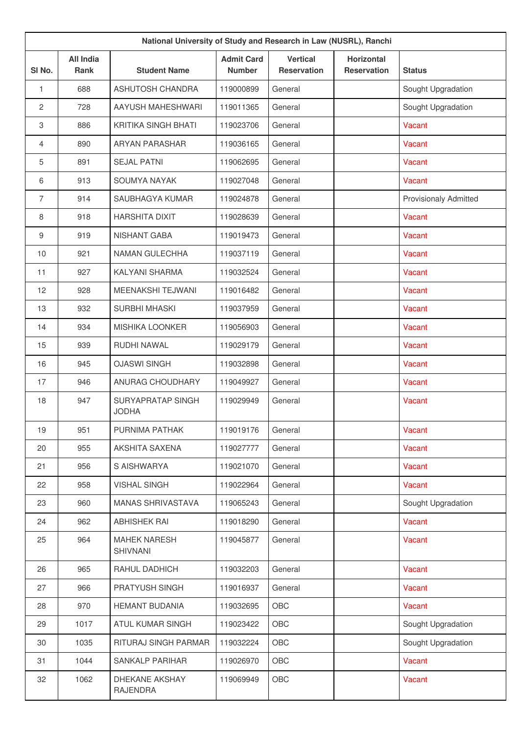| National University of Study and Research in Law (NUSRL), Ranchi | | | | | | |
|---|---|---|---|---|---|---|
| Sl No. | All India Rank | Student Name | Admit Card Number | Vertical Reservation | Horizontal Reservation | Status |
| 1 | 688 | ASHUTOSH CHANDRA | 119000899 | General | | Sought Upgradation |
| 2 | 728 | AAYUSH MAHESHWARI | 119011365 | General | | Sought Upgradation |
| 3 | 886 | KRITIKA SINGH BHATI | 119023706 | General | | Vacant |
| 4 | 890 | ARYAN PARASHAR | 119036165 | General | | Vacant |
| 5 | 891 | SEJAL PATNI | 119062695 | General | | Vacant |
| 6 | 913 | SOUMYA NAYAK | 119027048 | General | | Vacant |
| 7 | 914 | SAUBHAGYA KUMAR | 119024878 | General | | Provisionaly Admitted |
| 8 | 918 | HARSHITA DIXIT | 119028639 | General | | Vacant |
| 9 | 919 | NISHANT GABA | 119019473 | General | | Vacant |
| 10 | 921 | NAMAN GULECHHA | 119037119 | General | | Vacant |
| 11 | 927 | KALYANI SHARMA | 119032524 | General | | Vacant |
| 12 | 928 | MEENAKSHI TEJWANI | 119016482 | General | | Vacant |
| 13 | 932 | SURBHI MHASKI | 119037959 | General | | Vacant |
| 14 | 934 | MISHIKA LOONKER | 119056903 | General | | Vacant |
| 15 | 939 | RUDHI NAWAL | 119029179 | General | | Vacant |
| 16 | 945 | OJASWI SINGH | 119032898 | General | | Vacant |
| 17 | 946 | ANURAG CHOUDHARY | 119049927 | General | | Vacant |
| 18 | 947 | SURYAPRATAP SINGH JODHA | 119029949 | General | | Vacant |
| 19 | 951 | PURNIMA PATHAK | 119019176 | General | | Vacant |
| 20 | 955 | AKSHITA SAXENA | 119027777 | General | | Vacant |
| 21 | 956 | S AISHWARYA | 119021070 | General | | Vacant |
| 22 | 958 | VISHAL SINGH | 119022964 | General | | Vacant |
| 23 | 960 | MANAS SHRIVASTAVA | 119065243 | General | | Sought Upgradation |
| 24 | 962 | ABHISHEK RAI | 119018290 | General | | Vacant |
| 25 | 964 | MAHEK NARESH SHIVNANI | 119045877 | General | | Vacant |
| 26 | 965 | RAHUL DADHICH | 119032203 | General | | Vacant |
| 27 | 966 | PRATYUSH SINGH | 119016937 | General | | Vacant |
| 28 | 970 | HEMANT BUDANIA | 119032695 | OBC | | Vacant |
| 29 | 1017 | ATUL KUMAR SINGH | 119023422 | OBC | | Sought Upgradation |
| 30 | 1035 | RITURAJ SINGH PARMAR | 119032224 | OBC | | Sought Upgradation |
| 31 | 1044 | SANKALP PARIHAR | 119026970 | OBC | | Vacant |
| 32 | 1062 | DHEKANE AKSHAY RAJENDRA | 119069949 | OBC | | Vacant |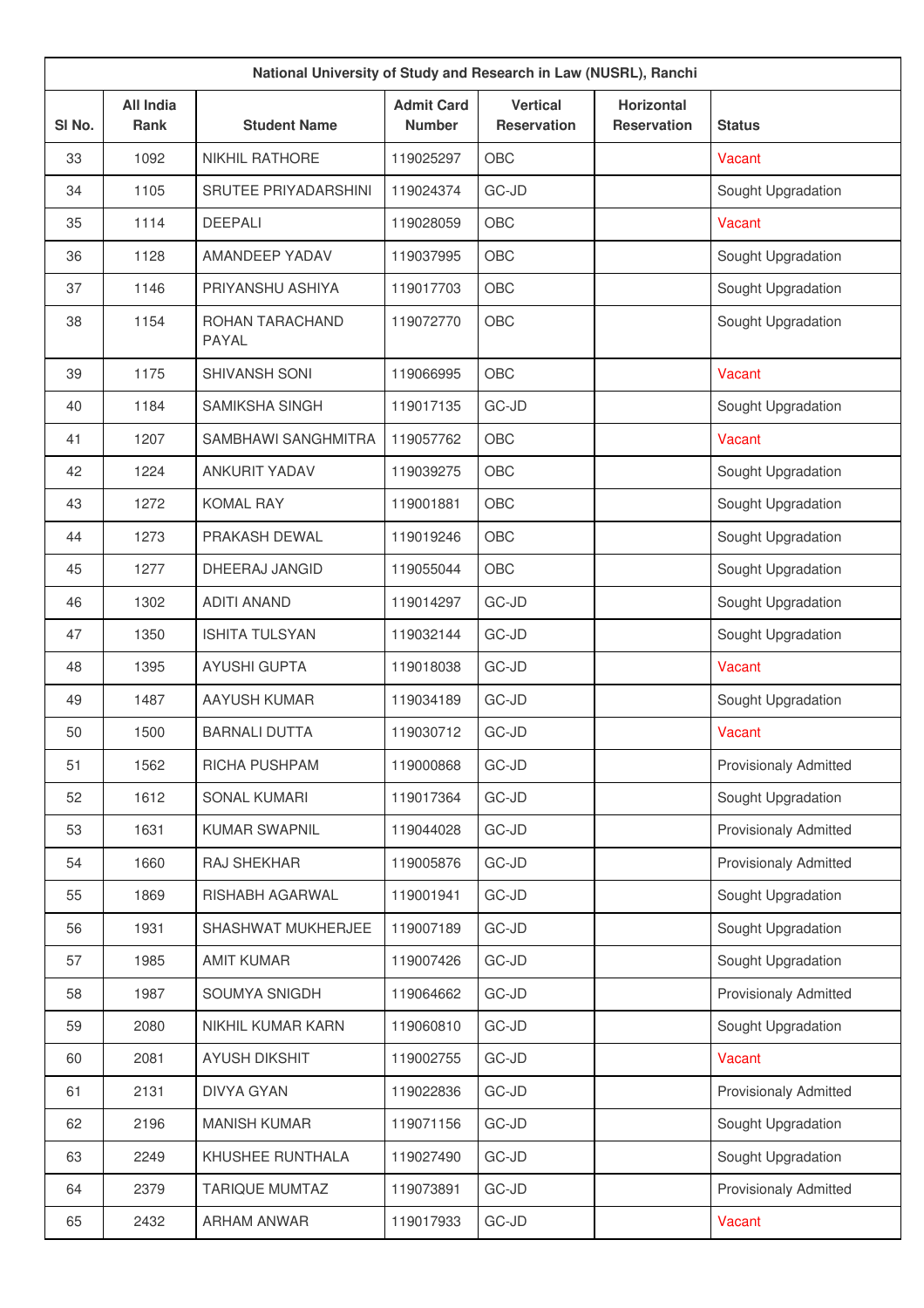| National University of Study and Research in Law (NUSRL), Ranchi | | | | | | |
|---|---|---|---|---|---|---|
| Sl No. | All India Rank | Student Name | Admit Card Number | Vertical Reservation | Horizontal Reservation | Status |
| 33 | 1092 | NIKHIL RATHORE | 119025297 | OBC | | Vacant |
| 34 | 1105 | SRUTEE PRIYADARSHINI | 119024374 | GC-JD | | Sought Upgradation |
| 35 | 1114 | DEEPALI | 119028059 | OBC | | Vacant |
| 36 | 1128 | AMANDEEP YADAV | 119037995 | OBC | | Sought Upgradation |
| 37 | 1146 | PRIYANSHU ASHIYA | 119017703 | OBC | | Sought Upgradation |
| 38 | 1154 | ROHAN TARACHAND PAYAL | 119072770 | OBC | | Sought Upgradation |
| 39 | 1175 | SHIVANSH SONI | 119066995 | OBC | | Vacant |
| 40 | 1184 | SAMIKSHA SINGH | 119017135 | GC-JD | | Sought Upgradation |
| 41 | 1207 | SAMBHAWI SANGHMITRA | 119057762 | OBC | | Vacant |
| 42 | 1224 | ANKURIT YADAV | 119039275 | OBC | | Sought Upgradation |
| 43 | 1272 | KOMAL RAY | 119001881 | OBC | | Sought Upgradation |
| 44 | 1273 | PRAKASH DEWAL | 119019246 | OBC | | Sought Upgradation |
| 45 | 1277 | DHEERAJ JANGID | 119055044 | OBC | | Sought Upgradation |
| 46 | 1302 | ADITI ANAND | 119014297 | GC-JD | | Sought Upgradation |
| 47 | 1350 | ISHITA TULSYAN | 119032144 | GC-JD | | Sought Upgradation |
| 48 | 1395 | AYUSHI GUPTA | 119018038 | GC-JD | | Vacant |
| 49 | 1487 | AAYUSH KUMAR | 119034189 | GC-JD | | Sought Upgradation |
| 50 | 1500 | BARNALI DUTTA | 119030712 | GC-JD | | Vacant |
| 51 | 1562 | RICHA PUSHPAM | 119000868 | GC-JD | | Provisionally Admitted |
| 52 | 1612 | SONAL KUMARI | 119017364 | GC-JD | | Sought Upgradation |
| 53 | 1631 | KUMAR SWAPNIL | 119044028 | GC-JD | | Provisionally Admitted |
| 54 | 1660 | RAJ SHEKHAR | 119005876 | GC-JD | | Provisionally Admitted |
| 55 | 1869 | RISHABH AGARWAL | 119001941 | GC-JD | | Sought Upgradation |
| 56 | 1931 | SHASHWAT MUKHERJEE | 119007189 | GC-JD | | Sought Upgradation |
| 57 | 1985 | AMIT KUMAR | 119007426 | GC-JD | | Sought Upgradation |
| 58 | 1987 | SOUMYA SNIGDH | 119064662 | GC-JD | | Provisionally Admitted |
| 59 | 2080 | NIKHIL KUMAR KARN | 119060810 | GC-JD | | Sought Upgradation |
| 60 | 2081 | AYUSH DIKSHIT | 119002755 | GC-JD | | Vacant |
| 61 | 2131 | DIVYA GYAN | 119022836 | GC-JD | | Provisionally Admitted |
| 62 | 2196 | MANISH KUMAR | 119071156 | GC-JD | | Sought Upgradation |
| 63 | 2249 | KHUSHEE RUNTHALA | 119027490 | GC-JD | | Sought Upgradation |
| 64 | 2379 | TARIQUE MUMTAZ | 119073891 | GC-JD | | Provisionally Admitted |
| 65 | 2432 | ARHAM ANWAR | 119017933 | GC-JD | | Vacant |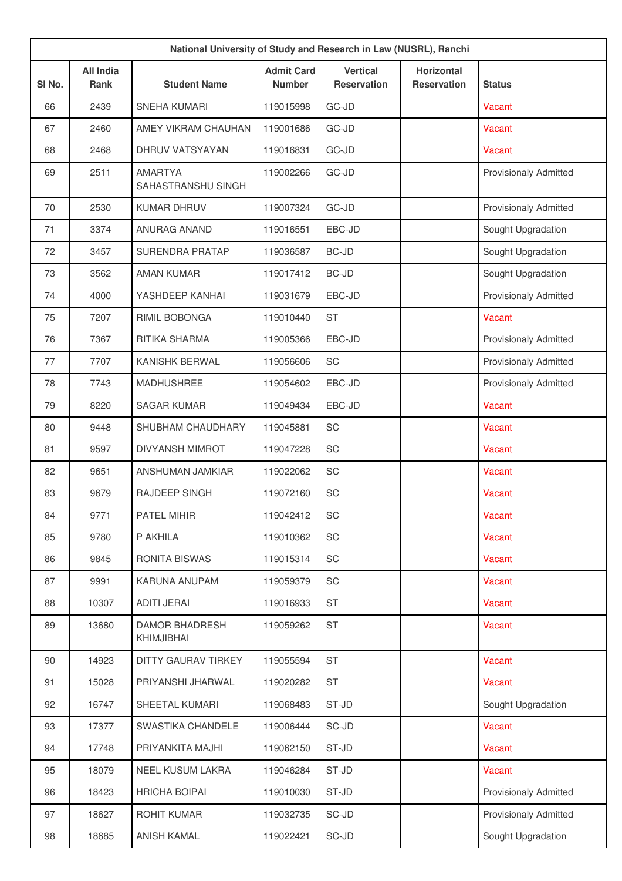| National University of Study and Research in Law (NUSRL), Ranchi | | | | | | |
|---|---|---|---|---|---|---|
| Sl No. | All India Rank | Student Name | Admit Card Number | Vertical Reservation | Horizontal Reservation | Status |
| 66 | 2439 | SNEHA KUMARI | 119015998 | GC-JD | | Vacant |
| 67 | 2460 | AMEY VIKRAM CHAUHAN | 119001686 | GC-JD | | Vacant |
| 68 | 2468 | DHRUV VATSYAYAN | 119016831 | GC-JD | | Vacant |
| 69 | 2511 | AMARTYA SAHASTRANSHU SINGH | 119002266 | GC-JD | | Provisionaly Admitted |
| 70 | 2530 | KUMAR DHRUV | 119007324 | GC-JD | | Provisionaly Admitted |
| 71 | 3374 | ANURAG ANAND | 119016551 | EBC-JD | | Sought Upgradation |
| 72 | 3457 | SURENDRA PRATAP | 119036587 | BC-JD | | Sought Upgradation |
| 73 | 3562 | AMAN KUMAR | 119017412 | BC-JD | | Sought Upgradation |
| 74 | 4000 | YASHDEEP KANHAI | 119031679 | EBC-JD | | Provisionaly Admitted |
| 75 | 7207 | RIMIL BOBONGA | 119010440 | ST | | Vacant |
| 76 | 7367 | RITIKA SHARMA | 119005366 | EBC-JD | | Provisionaly Admitted |
| 77 | 7707 | KANISHK BERWAL | 119056606 | SC | | Provisionaly Admitted |
| 78 | 7743 | MADHUSHREE | 119054602 | EBC-JD | | Provisionaly Admitted |
| 79 | 8220 | SAGAR KUMAR | 119049434 | EBC-JD | | Vacant |
| 80 | 9448 | SHUBHAM CHAUDHARY | 119045881 | SC | | Vacant |
| 81 | 9597 | DIVYANSH MIMROT | 119047228 | SC | | Vacant |
| 82 | 9651 | ANSHUMAN JAMKIAR | 119022062 | SC | | Vacant |
| 83 | 9679 | RAJDEEP SINGH | 119072160 | SC | | Vacant |
| 84 | 9771 | PATEL MIHIR | 119042412 | SC | | Vacant |
| 85 | 9780 | P AKHILA | 119010362 | SC | | Vacant |
| 86 | 9845 | RONITA BISWAS | 119015314 | SC | | Vacant |
| 87 | 9991 | KARUNA ANUPAM | 119059379 | SC | | Vacant |
| 88 | 10307 | ADITI JERAI | 119016933 | ST | | Vacant |
| 89 | 13680 | DAMOR BHADRESH KHIMJIBHAI | 119059262 | ST | | Vacant |
| 90 | 14923 | DITTY GAURAV TIRKEY | 119055594 | ST | | Vacant |
| 91 | 15028 | PRIYANSHI JHARWAL | 119020282 | ST | | Vacant |
| 92 | 16747 | SHEETAL KUMARI | 119068483 | ST-JD | | Sought Upgradation |
| 93 | 17377 | SWASTIKA CHANDELE | 119006444 | SC-JD | | Vacant |
| 94 | 17748 | PRIYANKITA MAJHI | 119062150 | ST-JD | | Vacant |
| 95 | 18079 | NEEL KUSUM LAKRA | 119046284 | ST-JD | | Vacant |
| 96 | 18423 | HRICHA BOIPAI | 119010030 | ST-JD | | Provisionaly Admitted |
| 97 | 18627 | ROHIT KUMAR | 119032735 | SC-JD | | Provisionaly Admitted |
| 98 | 18685 | ANISH KAMAL | 119022421 | SC-JD | | Sought Upgradation |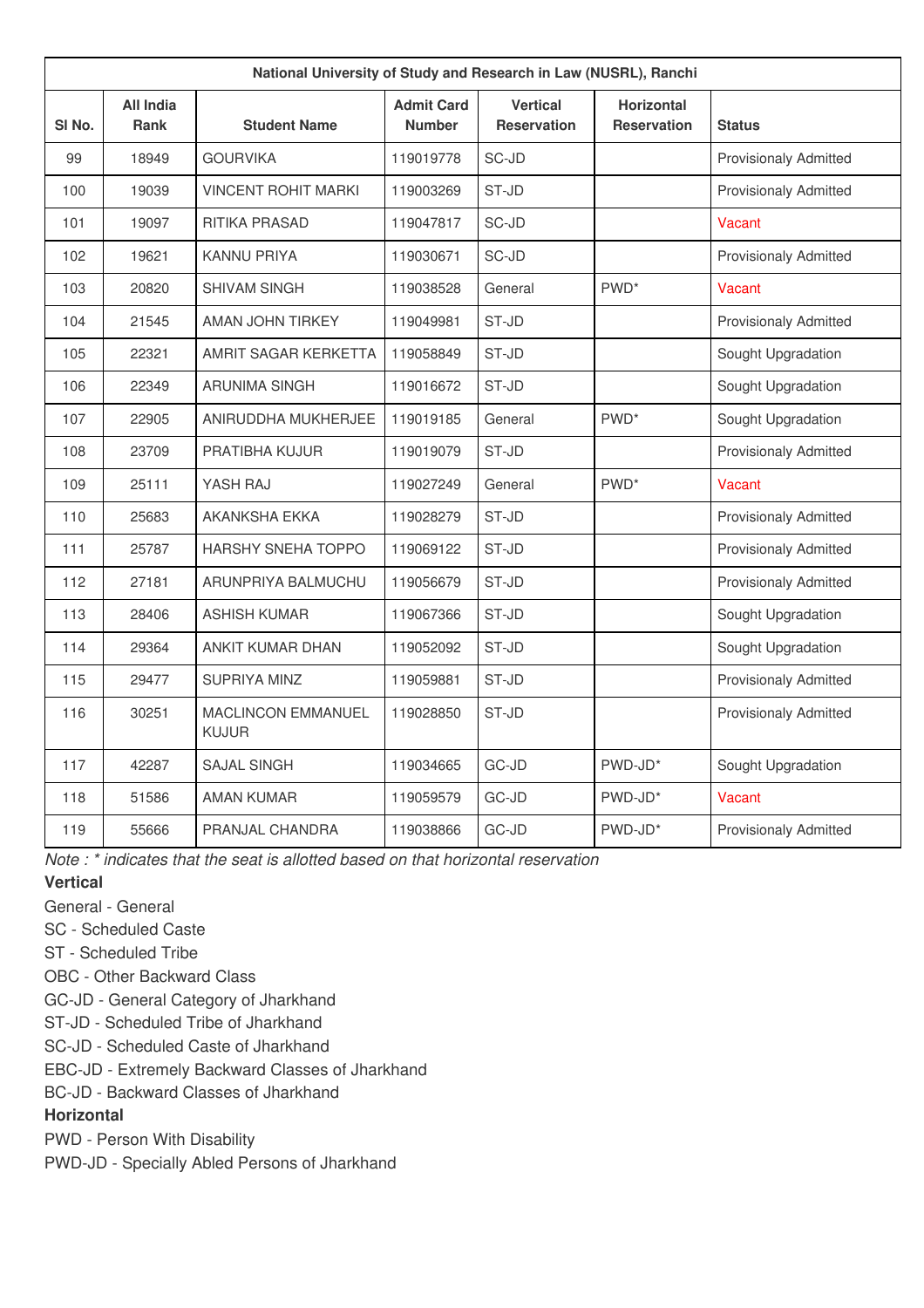| National University of Study and Research in Law (NUSRL), Ranchi | | | | | | |
|---|---|---|---|---|---|---|
| Sl No. | All India Rank | Student Name | Admit Card Number | Vertical Reservation | Horizontal Reservation | Status |
| 99 | 18949 | GOURVIKA | 119019778 | SC-JD | | Provisionaly Admitted |
| 100 | 19039 | VINCENT ROHIT MARKI | 119003269 | ST-JD | | Provisionaly Admitted |
| 101 | 19097 | RITIKA PRASAD | 119047817 | SC-JD | | Vacant |
| 102 | 19621 | KANNU PRIYA | 119030671 | SC-JD | | Provisionaly Admitted |
| 103 | 20820 | SHIVAM SINGH | 119038528 | General | PWD* | Vacant |
| 104 | 21545 | AMAN JOHN TIRKEY | 119049981 | ST-JD | | Provisionaly Admitted |
| 105 | 22321 | AMRIT SAGAR KERKETTA | 119058849 | ST-JD | | Sought Upgradation |
| 106 | 22349 | ARUNIMA SINGH | 119016672 | ST-JD | | Sought Upgradation |
| 107 | 22905 | ANIRUDDHA MUKHERJEE | 119019185 | General | PWD* | Sought Upgradation |
| 108 | 23709 | PRATIBHA KUJUR | 119019079 | ST-JD | | Provisionaly Admitted |
| 109 | 25111 | YASH RAJ | 119027249 | General | PWD* | Vacant |
| 110 | 25683 | AKANKSHA EKKA | 119028279 | ST-JD | | Provisionaly Admitted |
| 111 | 25787 | HARSHY SNEHA TOPPO | 119069122 | ST-JD | | Provisionaly Admitted |
| 112 | 27181 | ARUNPRIYA BALMUCHU | 119056679 | ST-JD | | Provisionaly Admitted |
| 113 | 28406 | ASHISH KUMAR | 119067366 | ST-JD | | Sought Upgradation |
| 114 | 29364 | ANKIT KUMAR DHAN | 119052092 | ST-JD | | Sought Upgradation |
| 115 | 29477 | SUPRIYA MINZ | 119059881 | ST-JD | | Provisionaly Admitted |
| 116 | 30251 | MACLINCON EMMANUEL KUJUR | 119028850 | ST-JD | | Provisionaly Admitted |
| 117 | 42287 | SAJAL SINGH | 119034665 | GC-JD | PWD-JD* | Sought Upgradation |
| 118 | 51586 | AMAN KUMAR | 119059579 | GC-JD | PWD-JD* | Vacant |
| 119 | 55666 | PRANJAL CHANDRA | 119038866 | GC-JD | PWD-JD* | Provisionaly Admitted |

*Note : * indicates that the seat is allotted based on that horizontal reservation*

**Vertical**

General - General

SC - Scheduled Caste

ST - Scheduled Tribe

OBC - Other Backward Class

GC-JD - General Category of Jharkhand

ST-JD - Scheduled Tribe of Jharkhand

SC-JD - Scheduled Caste of Jharkhand

EBC-JD - Extremely Backward Classes of Jharkhand

BC-JD - Backward Classes of Jharkhand

**Horizontal**

PWD - Person With Disability

PWD-JD - Specially Abled Persons of Jharkhand